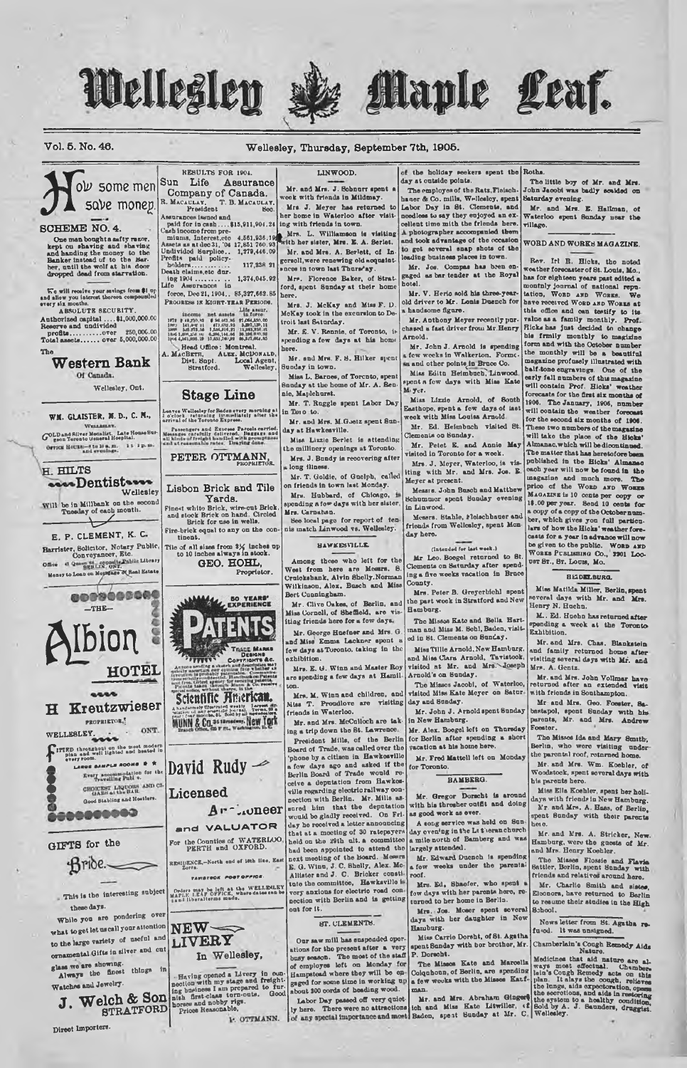# Wellesley Maple Leaf.

Vol. 5. No. 46. Wellesley, Thursday, September 7th, 1905.

## How some men save money.

### SCHEME NO. 4.

One man bought a safety razor, kept on shaving and shaving and handing the money to the Banker instead of to the Barber, until the world at his door dropped dead from starvation.

We will receive your savings from $1 up and allow you interest thereon compounded every six months.

ABSOLUTE SECURITY.

Authorized capital....$1,000,000.00
Reserve and undivided profits..........over 250,000.00
Total assets.......over 5,000,000.00

The

## Western Bank

Of Canada.

Wellesley, Ont.

---

**WM. GLAISTER, M. D., C. M.,**
WELLESLEY.
GOLD and Silver Medalist. Late House Surgeon Toronto General Hospital.
OFFICE HOURS—8 to 10 a.m. 1 to 2 p.m. and evenings.

---

**H. HILTS**
**Dentist**
Wellesley
Will be in Millbank on the second Tuesday of each month.

---

**E. P. CLEMENT, K. C.**
Barrister, Solicitor, Notary Public, Conveyancer, Etc.
BERLIN, ONT.
Office 41 Queen St., opposite Public Library
Money to Loan on Mortgage of Real Estate

---

—THE—

## Albion HOTEL

**H Kreutzwieser**
PROPRIETOR.
WELLESLEY. ONT.

FITTED throughout on the most modern plan and well lighted and heated in every room.

LARGE SAMPLE ROOMS

Every accommodation for the Travelling Public.

CHOICEST LIQUORS AND CIGARS at the BAR.

Good Stabling and Hostlers.

---

## GIFTS for the Bride.

This is the interesting subject these days.

While you are pondering over what to get let us call your attention to the large variety of useful and ornamental Gifts in silver and cut glass we are showing.

Always the finest things in Watches and Jewelry.

**J. Welch & Son**
STRATFORD
Direct Importers.

---

RESULTS FOR 1904.

**Sun Life Assurance Company of Canada.**

R. MACAULAY, President. T. B. MACAULAY, Sec.

Assurances issued and paid for in cash....$15,911,904.24
Cash income from premiums, Interest, etc 4,561,936.19
Assets as at dec 31, '04 17,851,760.93
Undivided Surplice.. 1,279,446.09
Profits paid policyholders.............. 117,238.21
Death claims,etc during 1904.......... 1,374,045.92
Life Assurance in force, Dec 21, 1904.. 85,327,662.85

PROGRESS IN EIGHT-YEAR PERIODS.

| | income | net assets | Life assur. in force |
|---|---|---|---|
| 1872 | $ 48,210.93 | $ 96,461.95 | $1,064,350.00 |
| 1880 | 141,402.81 | 473,632.93 | 3,897,139.11 |
| 1888 | 525,273.58 | 1,536,816.07 | 11,931,316.21 |
| 1896 | 1,886,258.00 | 6,388,144.66 | 38,196,890.92 |
| 1904 | 4,561,936.19 | 17,851,760.93 | 85,327,662.85 |

Head Office: Montreal.

A. MACBETH, Dist. Supt. Stratford. ALEX. McDONALD, Local Agent, Wellesley.

---

## Stage Line

Leaves Wellesley for Baden every morning at 7 o'clock returning immediately after the arrival of the Toronto Express.

Passengers and Express Parcels carried. Messages carefully delivered. Baggages and all kinds of freight handled with promptness and at reasonable rates. Draying done.

**PETER OTTMANN,** PROPRIETOR.

---

## Lisbon Brick and Tile Yards.

Finest white Brick, wire-cut Brick, and stock Brick on hand. Circled Brick for use in wells.

Fire-brick equal to any on the continent.

Tile of all sizes from 3½ inches up to 10 inches always in stock.

**GEO. HOHL,** Proprietor.

---

50 YEARS' EXPERIENCE

## PATENTS

TRADE MARKS DESIGNS COPYRIGHTS &c.

Anyone sending a sketch and description may quickly ascertain our opinion free whether an invention is probably patentable. Communications strictly confidential. Handbook on Patents sent free. Oldest agency for securing patents. Patents taken through Munn & Co. receive special notice, without charge, in the

## Scientific American.

A handsomely illustrated weekly. Largest circulation of any scientific journal. Terms, $3 a year; four months, $1. Sold by all newsdealers.

MUNN & Co. 361 Broadway, New York
Branch Office, 625 F St., Washington, D. C.

---

## David Rudy

**Licensed Auctioneer and VALUATOR**

For the Counties of WATERLOO, PERTH and OXFORD.

RESIDENCE,—North end of 16th line, East Zorra.

TAVISTOCK POST OFFICE

Orders may be left at the WELLESLEY MAPLE LEAF OFFICE, where dates can be fixed and liberal terms made.

---

## NEW LIVERY

In Wellesley,

Having opened a Livery in connection with my stage and freighting business I am prepared to furnish first-class turn-outs. Good horses and nobby rigs.

Prices Reasonable,

P. OTTMANN.

---

### LINWOOD.

Mr. and Mrs. J. Schnurr spent a week with friends in Mildmay.

Mrs. J. Meyer has returned to her home in Waterloo after visiting with friends in town.

Mrs. L. Williamson is visiting with her sister, Mrs. E. A. Berlet.

Mr. and Mrs. A. Berlett, of Ingersoll, were renewing old acquaintances in town last Thursday.

Mrs. Florence Baker, of Stratford, spent Sunday at their home here.

Mrs. J. McKay and Miss F. D. McKay took in the excursion to Detroit last Saturday.

Mr. E. V. Rennie, of Toronto, is spending a few days at his home here.

Mr. and Mrs. F. S. Rilker spent Sunday in town.

Miss L. Barnes, of Toronto, spent Sunday at the home of Mr. A. Bennie, Maplehurst.

Mr. T. Ruggle spent Labor Day in Toronto.

Mr. and Mrs. M. Goetz spent Sunday at Hawkesville.

Miss Lizzie Berlet is attending the millinery openings at Toronto.

Mrs. J. Bundy is recovering after a long illness.

Mr. T. Goldie, of Guelph, called on friends in town last Monday.

Mrs. Hubbard, of Chicago, is spending a few days with her sister Mrs. Carnahan.

See local page for report of tennis match Linwood vs. Wellesley.

### HAWKESVILLE.

Among those who left for the West from here are Messrs. S. Cruickshank, Alvin Shelly, Norman Wilkinson, Alex. Busch and Miss Bert Cunningham.

Mr. Clive Oakes, of Berlin, and Miss Cornell, of Sheffield, are visiting friends here for a few days.

Mr. George Hoefner and Mrs. G. and Miss Emma Lackner spent a few days at Toronto, taking in the exhibition.

Mrs. E. G. Winn and Master Roy are spending a few days at Hamilton.

Mrs. M. Winn and children, and Miss T. Proudfoot are visiting friends in Waterloo.

Mr. and Mrs. McCulloch are taking a trip down the St. Lawrence.

President Mills, of the Berlin Board of Trade, was called over the 'phone by a citizen in Hawkesville a few days ago and asked if the Berlin Board of Trade would receive a deputation from Hawkesville regarding electric railway connection with Berlin. Mr. Mills assured him that the deputation would be gladly received. On Friday he received a letter announcing that at a meeting of 30 ratepayers held on the 29th ult. a committee had been appointed to attend the next meeting of the Board. Messrs E. G. Winn, J. C. Shelly, Alex. McAllister and J. C. Bricker constitute the committee. Hawkesville is very anxious for electric road connection with Berlin and is getting out for it.

### ST. CLEMENTS.

Our saw mill has suspended operations for the present after a very busy season. The most of the staff of employes left on Monday for Hampstead where they will be engaged for some time in working up about 300 cords of heading wood.

Labor Day passed off very quietly here. There were no attractions of any special importance and most of the holiday seekers spent the day at outside points.

The employes of the Ratz, Fleischhauer & Co. mills, Wellesley, spent Labor Day in St. Clements, and needless to say they enjoyed an excellent time with the friends here. A photographer accompanied them and took advantage of the occasion to get several snap shots of the leading business places in town.

Mr. Jos. Compas has been engaged as bar tender at the Royal hotel.

Mr. V. Herie sold his three-year-old driver to Mr. Louis Duench for a handsome figure.

Mr. Anthony Meyer recently purchased a fast driver from Mr. Henry Arnold.

Mr. John J. Arnold is spending a few weeks in Walkerton, Formosa and other points in Bruce Co.

Miss Edith Helmbuch, Linwood, spent a few days with Miss Kate Meyer.

Miss Lizzie Arnold, of South Easthope, spent a few days of last week with Miss Louisa Arnold.

Mr. Ed. Helmbuch visited St. Clements on Sunday.

Mr. Peter E. and Annie May visited in Toronto for a week.

Mrs. J. Meyer, Waterloo, is visiting with Mr. and Mrs. Jos. E. Meyer at present.

Messrs. John Busch and Matthew Schummer spent Sunday evening in Linwood.

Messrs. Stahle, Fleischhauer and friends from Wellesley, spent Monday here.

(Intended for last week.)

Mr Leo. Boegel returned to St. Clements on Saturday after spending a five weeks vacation in Bruce County.

Mrs. Peter B. Greyerbiehl spent the past week in Stratford and New Hamburg.

The Misses Kate and Bella Hartman and Miss M. Sohl, Baden, visited in St. Clements on Sunday.

Miss Tillie Arnold, New Hamburg, and Miss Clara Arnold, Tavistock, visited at Mr. and Mrs. Joseph Arnold's on Sunday.

The Misses Jacobi, of Waterloo, visited Miss Kate Meyer on Saturday and Sunday.

Mr. John J. Arnold spent Sunday in New Hamburg.

Mr. Alex. Boegel left on Thursday for Berlin after spending a short vacation at his home here.

Mr. Fred Mattell left on Monday for Toronto.

### BAMBERG.

Mr. Gregor Dorscht is around with his thresher outfit and doing as good work as ever.

A song service was held on Sunday evening in the Lutheran church a mile north of Bamberg and was largely attended.

Mr. Edward Duench is spending a few weeks under the parental roof.

Mrs. Ed. Shaefer, who spent a few days with her parents here, returned to her home in Berlin.

Mrs. Jos. Moser spent several days with her daughter in New Hamburg.

Miss Carrie Dorsht, of St. Agatha spent Sunday with her brother, Mr. P. Dorscht.

The Misses Kate and Marcella Colquhoun, of Berlin, are spending a few weeks with the Misses Kaufman.

Mr. and Mrs. Abraham Gingerich and Miss Kate Litwiller, of Baden, spent Sunday at Mr. C. Roths.

The little boy of Mr. and Mrs. John Jacobi was badly scalded on Saturday evening.

Mr. and Mrs. E. Hallman, of Waterloo spent Sunday near the village.

### WORD AND WORKS MAGAZINE.

Rev. Irl R. Hicks, the noted weather forecaster of St. Louis, Mo., has for eighteen years past edited a monthly journal of national reputation, WORD AND WORKS. We have received WORD AND WORKS at this office and can testify to its value as a family monthly. Prof. Hicks has just decided to change his family monthly to magazine form and with the October number the monthly will be a beautiful magazine profusely illustrated with half-tone engravings. One of the early fall numbers of the magazine will contain Prof. Hicks' weather forecasts for the first six months of 1906. The January, 1906, number will contain the weather forecast for the second six months of 1906. These two numbers of the magazine will take the place of the Hicks' Almanac, which will be discontinued. The matter that has heretofore been published in the Hicks' Almanac each year will now be found in the magazine and much more. The price of the WORD AND WORKS MAGAZINE is 10 cents per copy or $1.00 per year. Send 10 cents for a copy of a copy of the October number, which gives you full particulars of how the Hicks' weather forecasts for a year in advance will now be given to the public. WORD AND WORKS PUBLISHING CO., 2201 Locust St., St. Louis, Mo.

### HEIDELBURG.

Miss Matilda Miller, Berlin, spent several days with Mr. and Mrs. Henry N. Huehn.

Mr. Ed. Huehn has returned after spending a week at the Toronto Exhibition.

Mr. and Mrs. Chas. Blankstein and family returned home after visiting several days with Mr. and Mrs. A. Gentz.

Mr. and Mrs. John Vollmar have returned after an extended visit with friends in Southampton.

Mr and Mrs. Geo. Foester, Sebastapol, spent Sunday with his parents, Mr. and Mrs. Andrew Foester.

The Misses Ida and Mary Smith, Berlin, who were visiting under the parental roof, returned home.

Mr. and Mrs. Wm. Koehler, of Woodstock, spent several days with his parents here.

Miss Ella Koehler, spent her holidays with friends in New Hamburg.

Mr. and Mrs. A. Haas, of Berlin, spent Sunday with their parents here.

Mr. and Mrs. A. Stricker, New Hamburg, were the guests of Mr. and Mrs. Henry Koehler.

The Misses Flossie and Flavia Settler, Berlin, spent Sunday with friends and relatives around here.

Mr. Charlie Smith and sister, Eleonora, have returned to Berlin to resume their studies in the High School.

News letter from St. Agatha refused. It was unsigned.

---

### Chamberlain's Cough Remedy Aids Nature.

Medicines that aid nature are always most effectual. Chamberlain's Cough Remedy acts on this plan. It allays the cough, relieves the lungs, aids expectoration, opens the secretions, and aids in restoring the system to a healthy condition. Sold by A. J. Saunders, druggist, Wellesley.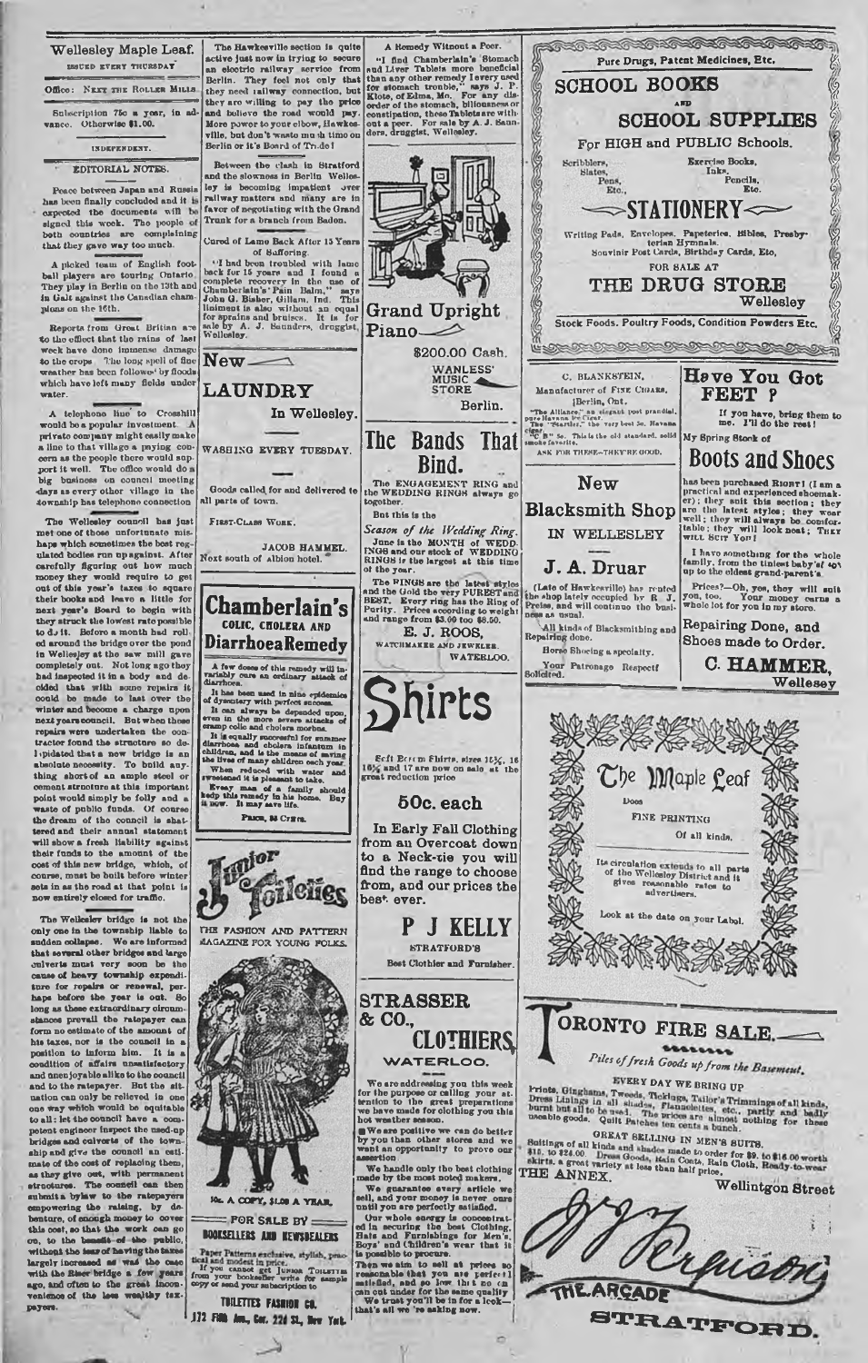# Wellesley Maple Leaf.

ISSUED EVERY THURSDAY

Office: NEXT THE ROLLER MILLS.

Subscription 75c a year, in advance. Otherwise $1.00.

INDEPENDENT.

## EDITORIAL NOTES.

Peace between Japan and Russia has been finally concluded and it is expected the documents will be signed this week. The people of both countries are complaining that they gave way too much.

A picked team of English football players are touring Ontario. They play in Berlin on the 13th and in Galt against the Canadian champions on the 16th.

Reports from Great Britian are to the effect that the rains of last week have done immense damage to the crops. The long spell of fine weather has been followed by floods which have left many fields under water.

A telephone line to Crosshill would be a popular investment. A private company might easily make a line to that village a paying concern as the people there would support it well. The office would do a big business on council meeting days as every other village in the township has telephone connection.

The Wellesley council has just met one of those unfortunate mishaps which sometimes the best regulated bodies run up against. After carefully figuring out how much money they would require to get out of this year's taxes to square their books and leave a little for next year's Board to begin with they struck the lowest rate possible to do it. Before a month had rolled around the bridge over the pond in Wellesley at the saw mill gave completely out. Not long ago they had inspected it in a body and decided that with some repairs it could be made to last over the winter and become a charge upon next years council. But when these repairs were undertaken the contractor found the structure so delapidated that a new bridge is an absolute necessity. To build anything short of an ample steel or cement structure at this important point would simply be folly and a waste of public funds. Of course the dream of the council is shattered and their annual statement will show a fresh liability against their funds to the amount of the cost of this new bridge, which, of course, must be built before winter sets in as the road at that point is now entirely closed for traffic.

The Wellesley bridge is not the only one in the township liable to sudden collapse. We are informed that several other bridges and large culverts must very soon be the cause of heavy township expenditure for repairs or renewal, perhaps before the year is out. So long as these extraordinary circumstances prevail the ratepayer can form no estimate of the amount of his taxes, nor is the council in a position to inform him. It is a condition of affairs unsatisfactory and unenjoyable alike to the council and to the ratepayer. But the situation can only be relieved in one way which would be equitable to all: let the council have a competent engineer inspect the used-up bridges and culverts of the township and give the council an estimate of the cost of replacing them, as they give out, with permanent structures. The council can then submit a bylaw to the ratepayers empowering the raising, by debenture, of enough money to cover this cost, so that the work can go on, to the benefit of the public, without the fear of having the taxes largely increased as was the case with the River bridge a few years ago, and often to the great inconvenience of the less wealthy taxpayers.

The Hawkesville section is quite active just now in trying to secure an electric railway service from Berlin. They feel not only that they need railway connection, but they are willing to pay the price and believe the road would pay. More power to your elbow, Hawkesville, but don't waste much time on Berlin or it's Board of Trade!

Between the clash in Stratford and the slowness in Berlin Wellesley is becoming impatient over railway matters and many are in favor of negotiating with the Grand Trunk for a branch from Baden.

**Cured of Lame Back After 15 Years of Suffering.**

"I had been troubled with lame back for 15 years and I found a complete recovery in the use of Chamberlain's Pain Balm," says John G. Bisher, Gillam, Ind. This liniment is also without an equal for sprains and bruises. It is for sale by A. J. Saunders, druggist, Wellesley.

## New LAUNDRY

In Wellesley.

WASHING EVERY TUESDAY.

Goods called for and delivered to all parts of town.

FIRST-CLASS WORK.

JACOB HAMMEL.

Next south of Albion hotel.

## Chamberlain's COLIC, CHOLERA AND Diarrhoea Remedy

A few doses of this remedy will invariably cure an ordinary attack of diarrhoea.

It has been used in nine epidemics of dysentery with perfect success.

It can always be depended upon, even in the more severe attacks of cramp colic and cholera morbus.

It is equally successful for summer diarrhoea and cholera infantum in children, and is the means of saving the lives of many children each year.

When reduced with water and sweetened it is pleasant to take.

Every man of a family should keep this remedy in his home. Buy it now. It may save life.

PRICE, 25 CENTS.

## Junior Toilettes

THE FASHION AND PATTERN MAGAZINE FOR YOUNG FOLKS.

10c. A COPY, $1.00 A YEAR.

FOR SALE BY BOOKSELLERS AND NEWSDEALERS

Paper Patterns exclusive, stylish, practical and modest in price.

If you cannot get JUNIOR TOILETTES from your bookseller write for sample copy or send your subscription to

TOILETTES FASHION CO.

172 Fifth Ave., Cor. 22d St., New York.

**A Remedy Without a Peer.**

"I find Chamberlain's Stomach and Liver Tablets more beneficial than any other remedy I ever used for stomach trouble," says J. P. Klote, of Edina, Mo. For any disorder of the stomach, biliousness or constipation, these Tablets are without a peer. For sale by A. J. Saunders, druggist, Wellesley.

## Grand Upright Piano

$200.00 Cash.

WANLESS' MUSIC STORE

Berlin.

## The Bands That Bind.

The ENGAGEMENT RING and the WEDDING RINGS always go together.

But this is the

*Season of the Wedding Ring.*

June is the MONTH of WEDDINGS and our stock of WEDDING RINGS is the largest at this time of the year.

The RINGS are the latest styles and the Gold the very PUREST and BEST. Every ring has the Ring of Purity. Prices according to weight and range from $3.00 too $8.00.

E. J. ROOS,

WATCHMAKER AND JEWELER.

WATERLOO.

## Shirts

Soft Bosom Shirts, sizes 15½, 16 16½ and 17 are now on sale at the great reduction price

**50c. each**

In Early Fall Clothing from an Overcoat down to a Neck-tie you will find the range to choose from, and our prices the best ever.

**P J KELLY**

STRATFORD'S

Best Clothier and Furnisher.

## STRASSER & CO., CLOTHIERS

WATERLOO.

We are addressing you this week for the purpose of calling your attention to the great preparations we have made for clothing you this hot weather season.

We are positive we can do better by you than other stores and we want an opportunity to prove our assertion.

We handle only the best clothing made by the most noted makers.

We guarantee every article we sell, and your money is never ours until you are perfectly satisfied.

Our whole energy is concentrated in securing the best Clothing, Hats and Furnishings for Men's, Boys' and Children's wear that it is possible to procure.

Then we aim to sell at prices so reasonable that you are perfectly satisfied, and so low that no one can cut under for the same quality. We trust you'll be in for a look—that's all we're asking now.

Pure Drugs, Patent Medicines, Etc.

## SCHOOL BOOKS AND SCHOOL SUPPLIES

For HIGH and PUBLIC Schools.

Scribblers, Slates, Pens, Etc., Exercise Books, Inks, Pencils, Etc.

## STATIONERY

Writing Pads, Envelopes, Papeteries, Bibles, Presbyterian Hymnals, Souvenir Post Cards, Birthday Cards, Etc.

FOR SALE AT

## THE DRUG STORE

Wellesley

Stock Foods, Poultry Foods, Condition Powders Etc.

C. BLANKSTEIN,

Manufacturer of FINE CIGARS,

Berlin, Ont.

"The Alliance," an elegant post prandial, pure Havana 10c Cigar.

The "Startler," the very best 5c. Havana cigar.

"C B" 5c. This is the old standard, solid smoke favorite.

ASK FOR THESE—THEY'RE GOOD.

## New Blacksmith Shop

IN WELLESLEY

**J. A. Druar**

(Late of Hawkesville) has rented the shop lately occupied by R. J. Preiss, and will continue the business as usual.

All kinds of Blacksmithing and Repairing done.

Horse Shoeing a specialty.

Your Patronage Respectfully Solicited.

## Have You Got FEET ?

If you have, bring them to me. I'll do the rest!

My Spring Stock of

## Boots and Shoes

has been purchased RIGHT! (I am a practical and experienced shoemaker); they suit this section; they are the latest styles; they wear well; they will always be comfortable; they will look neat; THEY WILL SUIT YOU!

I have something for the whole family, from the tiniest baby's' sox up to the oldest grand-parent's.

Prices?—Oh, yes, they will suit you, too. Your money earns a whole lot for you in my store.

Repairing Done, and Shoes made to Order.

**C. HAMMER,**

Wellesey

## The Maple Leaf

Does

FINE PRINTING

Of all kinds.

Its circulation extends to all parts of the Wellesley District and it gives reasonable rates to advertisers.

Look at the date on your Label.

## TORONTO FIRE SALE.

*Piles of fresh Goods up from the Basement.*

EVERY DAY WE BRING UP

Prints, Ginghams, Tweeds, Tickings, Tailor's Trimmings of all kinds, Dress Linings in all shades, Flannelettes, etc., partly and badly burnt but all to be used. The prices are almost nothing for these useable goods. Quilt Patches ten cents a bunch.

GREAT SELLING IN MEN'S SUITS.

Suitings of all kinds and shades made to order for $9. to $16.00 worth $15. to $24.00. Dress Goods, Rain Coats, Rain Cloth, Ready-to-wear skirts, a great variety at less than half price.

THE ANNEX.

Wellintgon Street

W. J. Ferguson

THE ARCADE

STRATFORD.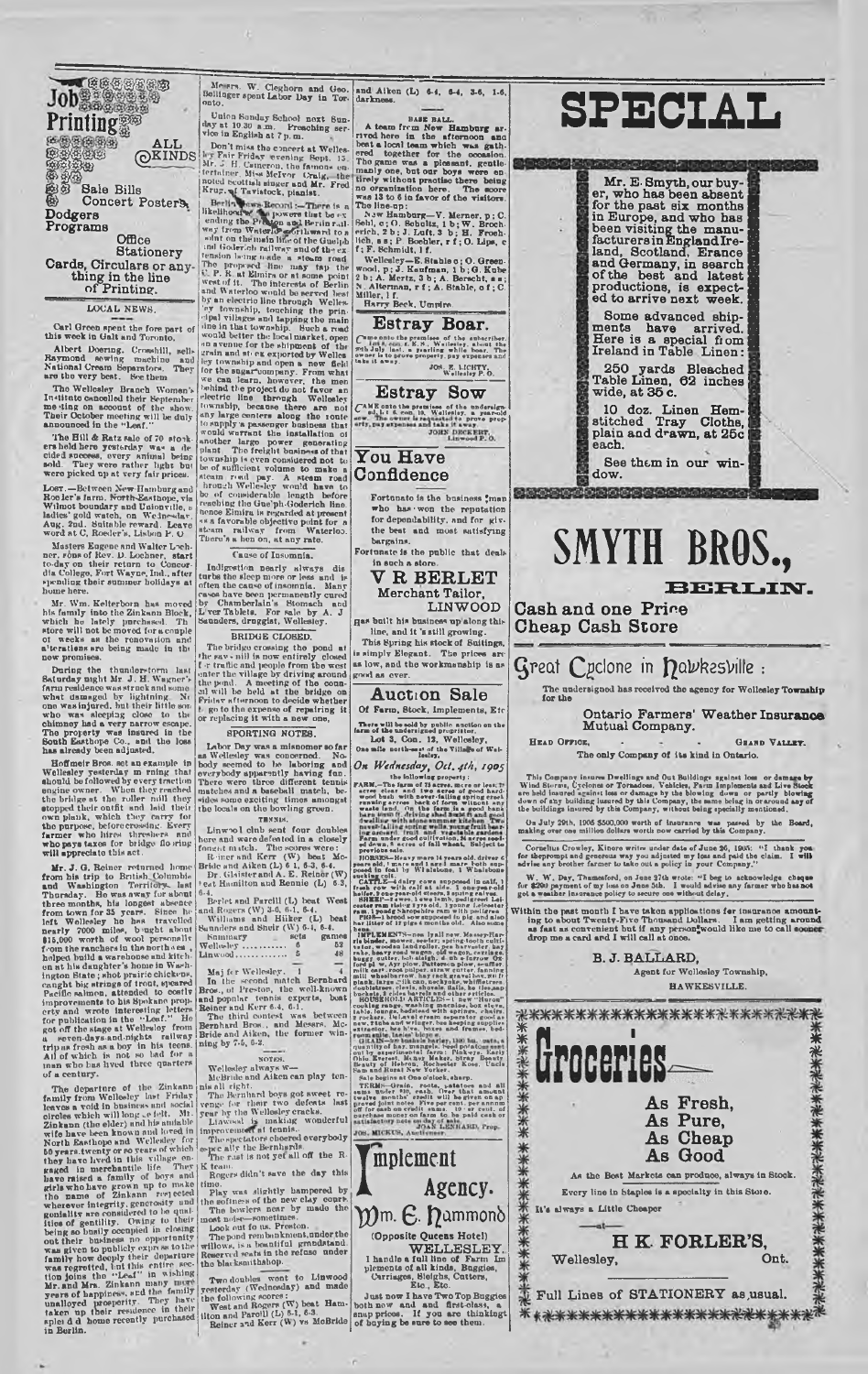# Job Printing

ALL KINDS

Sale Bills
Concert Posters,
Dodgers
Programs
Office Stationery
Cards, Circulars or anything in the line of Printing.

## LOCAL NEWS.

Carl Green spent the fore part of this week in Galt and Toronto.

Albert Doering, Crosshill, sells Raymond sewing machine and National Cream Separators. They are the very best. See them

The Wellesley Branch Women's Institute cancelled their September meeting on account of the show. Their October meeting will be duly announced in the "Leaf."

The Bill & Ratz sale of 70 stockers held here yesterday was a decided success, every animal being sold. They were rather light but were picked up at very fair prices.

LOST.—Between New Hamburg and Roeler's farm, North Easthope, via Wilmot boundary and Unionville, a ladies' gold watch, on Wednesday, Aug. 2nd. Suitable reward. Leave word at C. Roeder's, Lisbon P. O

Masters Eugene and Walter Lochner, sons of Rev. D. Lochner, start to-day on their return to Concordia College, Fort Wayne, Ind., after spending their summer holidays at home here.

Mr. Wm. Kelterborn has moved his family into the Zinkann Block, which he lately purchased. The store will not be moved for a couple of weeks as the renovation and alterations are being made in the new premises.

During the thunderstorm last Saturday night Mr. J. H. Wagner's farm residence was struck and somewhat damaged by lightning. No one was injured, but their little son who was sleeping close to the chimney had a very narrow escape. The property was insured in the South Easthope Co., and the loss has already been adjusted.

Hoffmeir Bros. set an example in Wellesley yesterday morning that should be followed by every traction engine owner. When they reached the bridge at the roller mill they stopped their outfit and laid their own plank, which they carry for the purpose, before crossing. Every farmer who hires threshers and who pays taxes for bridge flooring will appreciate this act.

Mr. J. G. Reiner returned home from his trip to British Columbia and Washington Territory last Thursday. He was away for about three months, his longest absence from town for 35 years. Since he left Wellesley he has travelled nearly 7000 miles, bought about $15,000 worth of wool personally from the ranchers in the north-west, helped build a warehouse and kitchen at his daughter's home in Washington State; shot prairie chickens, caught big strings of trout, speared Pacific salmon, attended to costly improvements to his Spokane property and wrote interesting letters for publication in the "Leaf." He got off the stage at Wellesley from a seven-days-and-nights railway trip as fresh as a boy in his teens. All of which is not so bad for a man who has lived three quarters of a century.

The departure of the Zinkann family from Wellesley last Friday leaves a void in business and social circles which will long be felt. Mr. Zinkann (the elder) and his amiable wife have been known and loved in North Easthope and Wellesley for 50 years, twenty or so years of which they have lived in this village engaged in merchantile life. They have raised a family of boys and girls who have grown up to make the name of Zinkann respected wherever integrity, generosity and geniality are considered to be qualities of gentility. Owing to their being so busily occupied in closing out their business no opportunity was given to publicly express to the family how deeply their departure was regretted, but this entire section joins the "Leaf" in wishing Mr. and Mrs. Zinkann many more years of happiness, and the family unalloyed prosperity. They have taken up their residence in their splendid home recently purchased in Berlin.

Messrs. W. Cleghorn and Geo. Bellinger spent Labor Day in Toronto.

Union Sunday School next Sunday at 10.30 a.m. Preaching service in English at 7 p.m.

Don't miss the concert at Wellesley Fair Friday evening Sept. 15. Mr. J. H. Cameron, the famous entertainer, Miss McIvor Craig, the noted Scottish singer and Mr. Fred Krug, of Tavistock, pianist.

Berlin News Record:—There is a likelihood of powers that be extending the Preston and Berlin railway from Waterloo northward to a point on the main line of the Guelph and Goderich railway and of the extension being made a steam road. The proposed line may tap the C. P. R. at Elmira or at some point west of it. The interests of Berlin and Waterloo would be served best by an electric line through Wellesley township, touching the principal villages and tapping the main line in that township. Such a road would better the local market, open an avenue for the shipment of the grain and stock exported by Wellesley township and open a new field for the sugar company. From what we can learn, however, the men behind the project do not favor an electric line through Wellesley township, because there are not any large centers along the route to supply a passenger business that would warrant the installation of another large power generating plant. The freight business of that township is even considered not to be of sufficient volume to make a steam road pay. A steam road through Wellesley would have to be of considerable length before reaching the Guelph-Goderich line. Hence Elmira is regarded at present as a favorable objective point for a steam railway from Waterloo. There's a hen on, at any rate.

### Cause of Insomnia.

Indigestion nearly always disturbs the sleep more or less and is often the cause of insomnia. Many cases have been permanently cured by Chamberlain's Stomach and Liver Tablets. For sale by A. J. Saunders, druggist, Wellesley.

### BRIDGE CLOSED.

The bridge crossing the pond at the saw mill is now entirely closed for traffic and people from the west enter the village by driving around the pond. A meeting of the council will be held at the bridge on Friday afternoon to decide whether to go to the expense of repairing it or replacing it with a new one.

### SPORTING NOTES.

Labor Day was a misnomer so far as Wellesley was concerned. Nobody seemed to be laboring and everybody apparently having fun. There were three different tennis matches and a baseball match, besides some exciting times amongst the locals on the bowling green.

#### TENNIS.

Linwood club sent four doubles here and were defeated in a closely fought match. The scores were:

Bernhard and Kerr (W) beat McBride and Aiken (L) 6 1, 6-3, 6-4.

Dr. Glaister and A. E. Reiner (W) beat Hamilton and Rennie (L) 6-3, 6-4.

Berlet and Parcill (L) beat West and Rogers (W) 2-6, 6-1, 6-4.

Williams and Hilker (L) beat Saunders and Sneir (W) 6-4, 6-4.

| Summary | sets | games |
|---|---|---|
| Wellesley | 6 | 52 |
| Linwood | 5 | 48 |

Maj for Wellesley. 1 4

In the second match Bernhard Bros., of Preston, the well-known and popular tennis experts, beat Reiner and Kerr 6-4, 6-1.

The third contest was between Bernhard Bros. and Messrs. McBride and Aiken, the former winning by 7-5, 6-2.

#### NOTES.

Wellesley always w—

McBride and Aiken can play tennis all right.

The Bernhard boys got sweet revenge for their two defeats last year by the Wellesley cracks.

Linwood is making wonderful improvement at tennis.

The spectators cheered everybody especially the Bernhards.

The rust is not yet all off the R. K team.

Rogers didn't save the day this time.

Play was slightly hampered by the softness of the new clay court.

The bowlers near by made the most noise—sometimes.

Look out for us, Preston.

The pond embankment, under the willows, is a beautiful grandstand. Reserved seats in the refuse under the blacksmithshop.

Two doubles went to Linwood yesterday (Wednesday) and made the following scores:

West and Rogers (W) beat Hamilton and Parcill (L) 6-1, 6-3.

Reiner and Kerr (W) vs McBride and Aiken (L) 6-4, 6-4, 3-6, 1-6, darkness.

### BASE BALL.

A team from New Hamburg arrived here in the afternoon and beat a local team which was gathered together for the occasion. The game was a pleasant, gentlemanly one, but our boys were entirely without practice there being no organization here. The score was 13 to 6 in favor of the visitors. The line-up:

New Hamburg—V. Merner, p; C. Sehl, c; O. Schultz, 1 b; W. Brocherich, 2 b; J. Luft, 3 b; H. Froehlich, s s; P. Boehler, r f; O. Lips, c f; F. Schmidt, l f.

Wellesley—E. Stable c; O. Greenwood, p; J. Kaufman, 1 b; G. Kube 2 b; A. Mertz, 3 b; A. Berscht, s s; N. Alterman, r f; A. Stable, c f; C Miller, l f.

Harry Beck, Umpire

## Estray Boar.

Came onto the premises of the subscriber, lot ... con. ... Wellesley, about the 20th July last, a yearling white boar. The owner is to prove property, pay expenses and take it away.

JOS. E. LICHTY,
Wellesley P. O.

## Estray Sow

CAME onto the premises of the undersigned, lot ... con. ... Wellesley, a year-old sow. The owner is requested to prove property, pay expenses and take it away.

JOHN DECKERT,
Linwood P. O.

## You Have Confidence

Fortunate is the business man who has won the reputation for dependability, and for giving the best and most satisfying bargains.

Fortunate is the public that deals in such a store.

## V R BERLET
### Merchant Tailor,
LINWOOD

Has built his business up along this line, and it is still growing.

This Spring his stock of Suitings, is simply Elegant. The prices are as low, and the workmanship is as good as ever.

## Auction Sale
### Of Farm, Stock, Implements, Etc

There will be sold by public auction on the farm of the undersigned proprietor,

Lot 3, Con. 12, Wellesley,

One mile north-east of the Village of Wellesley,

*On Wednesday, Oct. 4th, 1905*

the following property:

FARM.—The farm of 75 acres, more or less; 70 acres clear and two acres of good hardwood bush with never-failing spring creek running across back of farm, without any waste land. On the farm is a good bank barn, 50x60 ft., with stone stabling under, and good dwelling house with stone cellar; good well, never-failing spring wells, young fruit bearing orchard. Fruit and ornamental trees. Farm under good cultivation. 36 acres seeded down, 8 acres of fall wheat. Subject to previous sale.

HORSES—Heavy mare 12 years old, driver 6 years old, 1 mare and 1 mare both supposed to be in foal by Winisdale, 1 Winisdale sucking colt.

CATTLE—4 dairy cows supposed in calf, 1 fresh cow with calf at side, 1 one-year-old heifer, 2 one-year-old steers, 3 spring calves.

SHEEP—8 ewes, 1 ewe lamb, pedigreed Leicester ram 2 years old, 1 spring Leicester ram, 1 young Shropshire ram with pedigree.

PIGS—1 brood sow supposed in pig and also her litter of 10 pigs 2 months old. Also some hens.

IMPLEMENTS—One 1 year old Massey-Harris binder, mower, spring-tooth cultivator, wooden land roller, pea harvester, hay rake, heavy road wagon, old wagon, carriage, buggy, cutter, bob sleigh, 2 ... 2-furrow Oxford plow, Ayr plow, Patterson plow, scuffler, milk cart, root pulper, straw cutter, fanning mill, wheelbarrow, hay rack, gravel box, set iron harrows, 2 sets single harness, whiffletrees, doubletrees, shovels, hoes, forks, chains, hay fork, rope and pulleys, 50 grain bags, ... barrels and other articles.

HOUSEHOLD ARTICLES—1 new "Huron" cooking range, washing machine, box stove, table, lounge, bedstead with springs, chairs, 2 rockers, DeLaval cream separator good as new, tubs and wringer, bee keeping supplies, extractor, bee hive, boxes and frames, beds, ...

GRAIN—80 bushels barley, 120 bu. oats, a quantity of hay, mangels, beets, potatoes, sold out by experimental farm; Pink-eye, Early Ohio, Everett, Money Maker, Silver Dollar, Beauty of Hebron, Rochester Rose, Uncle Sam and Rural New Yorker.

Sale begins at One o'clock, sharp.

TERMS—Grain, roots, potatoes and all sums under $10, cash. Over that amount twelve months' credit will be given on approved joint notes. Five per cent. per annum off for cash on credit amounts. 10 per cent. of purchase money on farm to be paid cash or satisfactory note on day of sale.

JOHN LENHARD, Prop.

JOS. MICKUS, Auctioneer.

## Implement Agency.
### Wm. E. Hammond
(Opposite Queens Hotel)
WELLESLEY.

I handle a full line of Farm Implements of all kinds, Buggies, Carriages, Sleighs, Cutters, Etc., Etc.

Just now I have Two Top Buggies both new and first-class, a snap prices. If you are thinking of buying be sure to see them.

# SPECIAL

Mr. E. Smyth, our buyer, who has been absent for the past six months in Europe, and who has been visiting the manufacturers in England Ireland, Scotland, France and Germany, in search of the best and latest productions, is expected to arrive next week.

Some advanced shipments have arrived. Here is a special from Ireland in Table Linen:

250 yards Bleached Table Linen, 62 inches wide, at 35 c.

10 doz. Linen Hemstitched Tray Cloths, plain and drawn, at 25c each.

See them in our window.

# SMYTH BROS.,
## BERLIN.

Cash and one Price Cheap Cash Store

## Great Cyclone in Hawkesville :

The undersigned has received the agency for Wellesley Township for the

### Ontario Farmers' Weather Insurance Mutual Company.

HEAD OFFICE, GRAND VALLEY.

The only Company of its kind in Ontario.

This Company insures Dwellings and Out Buildings against loss or damage by Wind Storms, Cyclones or Tornadoes, Vehicles, Farm Implements and Live Stock are held insured against loss or damage by the blowing down or partly blowing down of any building insured by this Company, the same being in or around any of the buildings insured by this Company, without being specially mentioned.

On July 29th, 1905 $500,000 worth of insurance was passed by the Board, making over one million dollars worth now carried by this Company.

Cornelius Crowley, Kinore writes under date of June 26, 1905: "I thank you for the prompt and generous way you adjusted my loss and paid the claim. I will advise any brother farmer to take out a policy in your Company."

W. W. Day, Thamesford, on June 27th wrote: "I beg to acknowledge cheque for $290 payment of my loss on June 5th. I would advise any farmer who has not got a weather insurance policy to secure one without delay."

Within the past month I have taken applications for insurance amounting to about Twenty-Five Thousand Dollars. I am getting around as fast as convenient but if any person would like me to call sooner drop me a card and I will call at once.

B. J. BALLARD,
Agent for Wellesley Township,
HAWKESVILLE.

# Groceries

As Fresh,
As Pure,
As Cheap
As Good

As the Best Markets can produce, always in Stock.

Every line in Staples is a specialty in this Store.

It's always a Little Cheaper

—at—

## H K FORLER'S,
Wellesley, Ont.

Full Lines of STATIONERY as usual.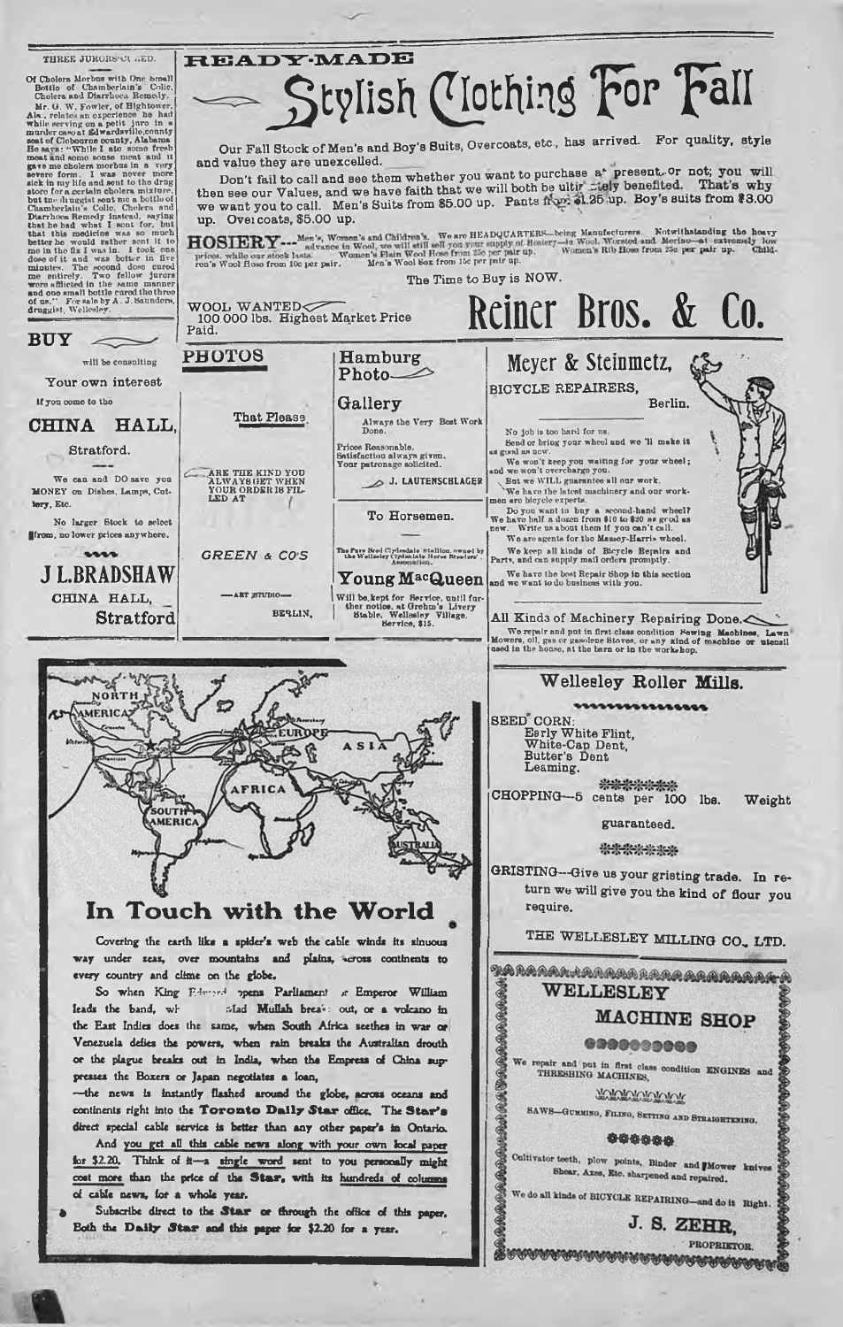THREE JURORS CURED.

Of Cholera Morbus with One Small Bottle of Chamberlain's Colic, Cholera and Diarrhoea Remedy.

Mr. G. W. Fowler, of Hightower, Ala., relates an experience he had while serving on a petit juro in a murder case at Edwardsville, county seat of Cleburne county, Alabama. He says: "While I ate some fresh meat and some souse meat and it gave me cholera morbus in a very severe form. I was never more sick in my life and sent to the drug store for a certain cholera mixture, but the druggist sent me a bottle of Chamberlain's Colic, Cholera and Diarrhoea Remedy instead, saying that he had what I sent for, but that this medicine was so much better he would rather sent it to me in the fix I was in. I took one dose of it and was better in five minutes. The second dose cured me entirely. Two fellow jurors were afflicted in the same manner and one small bottle cured the three of us." For sale by A. J. Saunders, druggist, Wellesley.

# READY-MADE Stylish Clothing For Fall

Our Fall Stock of Men's and Boy's Suits, Overcoats, etc., has arrived. For quality, style and value they are unexcelled.

Don't fail to call and see them whether you want to purchase at present or not; you will then see our Values, and we have faith that we will both be ultimately benefited. That's why we want you to call. Men's Suits from $5.00 up. Pants from $1.25 up. Boy's suits from $3.00 up. Overcoats, $5.00 up.

**HOSIERY**—Men's, Women's and Children's. We are HEADQUARTERS—being Manufacturers. Notwithstanding the heavy advance in Wool, we will still sell you your supply of Hosiery—in Wool, Worsted and Merino—at extremely low prices, while our stock lasts. Women's Plain Wool Hose from 25c per pair up. Women's Rib Hose from 25c per pair up. Children's Wool Hose from 10c per pair. Men's Wool Sox from 15c per pair up.

The Time to Buy is NOW.

WOOL WANTED. 100,000 lbs. Highest Market Price Paid.

# Reiner Bros. & Co.

## BUY

will be consulting

Your own interest

if you come to the

## CHINA HALL,

Stratford.

We can and DO save you MONEY on Dishes, Lamps, Cutlery, Etc.

No larger Stock to select from, no lower prices anywhere.

## J. L. BRADSHAW

CHINA HALL,

Stratford

## PHOTOS

That Please

ARE THE KIND YOU ALWAYS GET WHEN YOUR ORDER IS FILLED AT

GREEN & CO'S

—ART STUDIO—

BERLIN.

## Hamburg Photo Gallery

Always the Very Best Work Done.

Prices Reasonable. Satisfaction always given. Your patronage solicited.

J. LAUTENSCHLAGER

## To Horsemen.

The Pure Bred Clydesdale Stallion, owned by the Wellesley Clydesdale Horse Breeders' Association.

## Young MacQueen

Will be kept for Service, until further notice, at Grehm's Livery Stable, Wellesley Village. Service, $15.

## Meyer & Steinmetz,

BICYCLE REPAIRERS,

Berlin.

No job is too hard for us.

Send or bring your wheel and we 'll make it as good as new.

We won't keep you waiting for your wheel; and we won't overcharge you.

But we WILL guarantee all our work.

We have the latest machinery and our workmen are bicycle experts.

Do you want to buy a second-hand wheel? We have half a dozen from $10 to $30 as good as new. Write us about them if you can't call.

We are agents for the Massey-Harris wheel.

We keep all kinds of Bicycle Repairs and Parts, and can supply mail orders promptly.

We have the best Repair Shop in this section and we want to do business with you.

All Kinds of Machinery Repairing Done.

We repair and put in first class condition Sewing Machines, Lawn Mowers, oil, gas or gasolene Stoves, or any kind of machine or utensil used in the house, at the barn or in the workshop.

## In Touch with the World

Covering the earth like a spider's web the cable winds its sinuous way under seas, over mountains and plains, across continents to every country and clime on the globe.

So when King Edward opens Parliament or Emperor William leads the band, when the Mad Mullah breaks out, or a volcano in the East Indies does the same, when South Africa seethes in war or Venezuela defies the powers, when rain breaks the Australian drouth or the plague breaks out in India, when the Empress of China suppresses the Boxers or Japan negotiates a loan,

—the news is instantly flashed around the globe, across oceans and continents right into the **Toronto Daily Star** office. The **Star's** direct special cable service is better than any other paper's in Ontario.

And you get all this cable news along with your own local paper for $2.20. Think of it—a single word sent to you personally might cost more than the price of the **Star**, with its hundreds of columns of cable news, for a whole year.

Subscribe direct to the **Star** or through the office of this paper. Both the **Daily Star** and this paper for $2.20 for a year.

## Wellesley Roller Mills.

SEED CORN:
Early White Flint,
White-Cap Dent,
Butter's Dent
Leaming.

CHOPPING—5 cents per 100 lbs. Weight guaranteed.

GRISTING—Give us your gristing trade. In return we will give you the kind of flour you require.

THE WELLESLEY MILLING CO., LTD.

## WELLESLEY MACHINE SHOP

We repair and put in first class condition ENGINES and THRESHING MACHINES,

SAWS—GUMMING, FILING, SETTING AND STRAIGHTENING.

Cultivator teeth, plow points, Binder and Mower knives Shear, Axes, Etc. sharpened and repaired.

We do all kinds of BICYCLE REPAIRING—and do it Right.

J. S. ZEHR,

PROPRIETOR.